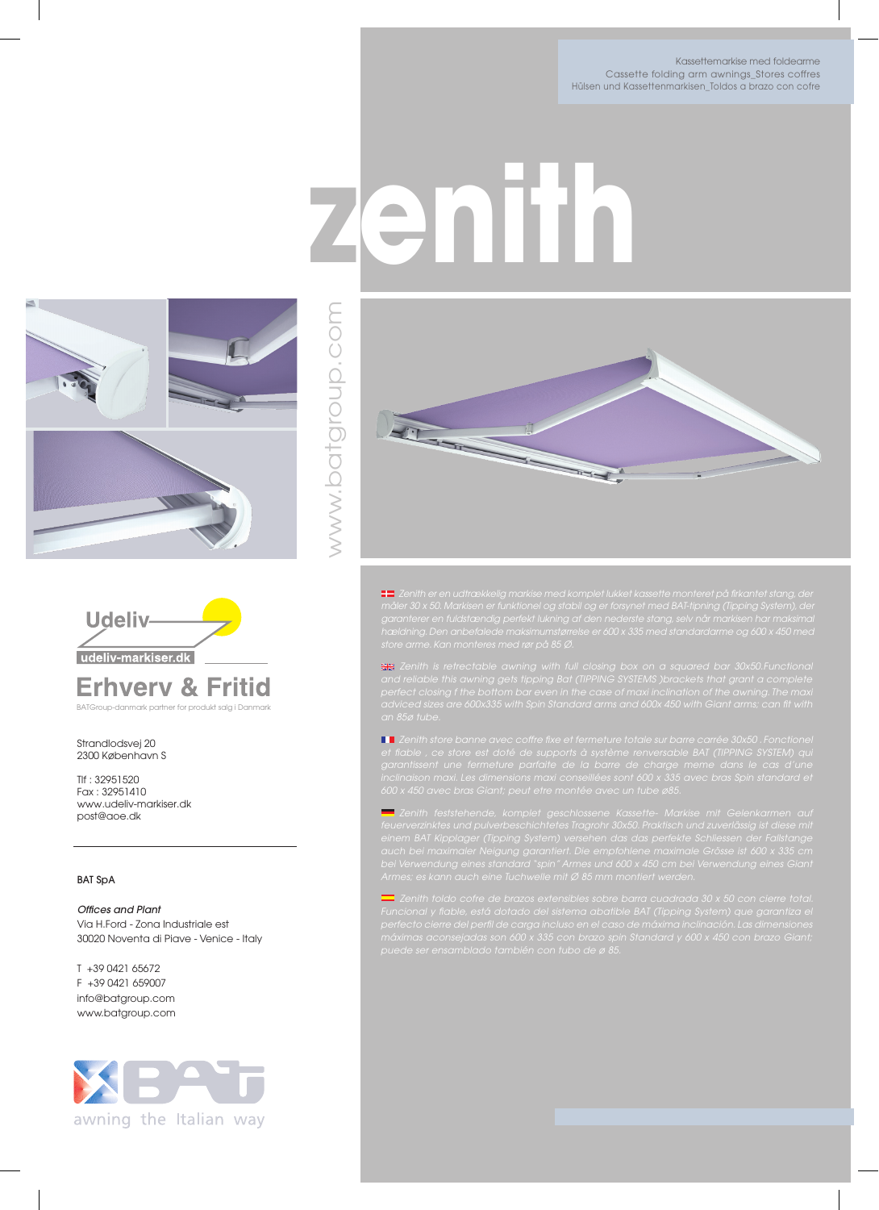Kassettemarkise med foldearme
Cassette folding arm awnings_Stores coffres
Hülsen und Kassettenmarkisen_Toldos a brazo con cofre

# zenith

www.batgroup.com

Udeliv
udeliv-markiser.dk

## Erhverv & Fritid

BATGroup-danmark partner for produkt salg i Danmark

Strandlodsvej 20
2300 København S

Tlf : 32951520
Fax : 32951410
www.udeliv-markiser.dk
post@aoe.dk

BAT SpA

*Offices and Plant*
Via H.Ford - Zona Industriale est
30020 Noventa di Piave - Venice - Italy

T +39 0421 65672
F +39 0421 659007
info@batgroup.com
www.batgroup.com

awning the Italian way

*Zenith er en udtrækkelig markise med komplet lukket kassette monteret på firkantet stang, der måler 30 x 50. Markisen er funktionel og stabil og er forsynet med BAT-tipning (Tipping System), der garanterer en fuldstændig perfekt lukning af den nederste stang, selv når markisen har maksimal hældning. Den anbefalede maksimumstørrelse er 600 x 335 med standardarme og 600 x 450 med store arme. Kan monteres med rør på 85 Ø.*

*Zenith is retrectable awning with full closing box on a squared bar 30x50.Functional and reliable this awning gets tipping Bat (TIPPING SYSTEMS )brackets that grant a complete perfect closing f the bottom bar even in the case of maxi inclination of the awning.The maxi adviced sizes are 600x335 with Spin Standard arms and 600x 450 with Giant arms; can fit with an 85ø tube.*

*Zenith store banne avec coffre fixe et fermeture totale sur barre carrée 30x50 . Fonctionel et fiable , ce store est doté de supports à système renversable BAT (TIPPING SYSTEM) qui garantissent une fermeture parfaite de la barre de charge meme dans le cas d'une inclinaison maxi. Les dimensions maxi conseillées sont 600 x 335 avec bras Spin standard et 600 x 450 avec bras Giant; peut etre montée avec un tube ø85.*

*Zenith feststehende, komplet geschlossene Kassette- Markise mit Gelenkarmen auf feuerverzinktes und pulverbeschichtetes Tragrohr 30x50. Praktisch und zuverlässig ist diese mit einem BAT Kipplager (Tipping System) versehen das das perfekte Schliessen der Fallstange auch bei maximaler Neigung garantiert. Die empfohlene maximale Grösse ist 600 x 335 cm bei Verwendung eines standard "spin" Armes und 600 x 450 cm bei Verwendung eines Giant Armes; es kann auch eine Tuchwelle mit Ø 85 mm montiert werden.*

*Zenith toldo cofre de brazos extensibles sobre barra cuadrada 30 x 50 con cierre total. Funcional y fiable, está dotado del sistema abatible BAT (Tipping System) que garantiza el perfecto cierre del perfil de carga incluso en el caso de máxima inclinación. Las dimensiones máximas aconsejadas son 600 x 335 con brazo spin Standard y 600 x 450 con brazo Giant; puede ser ensamblado también con tubo de ø 85.*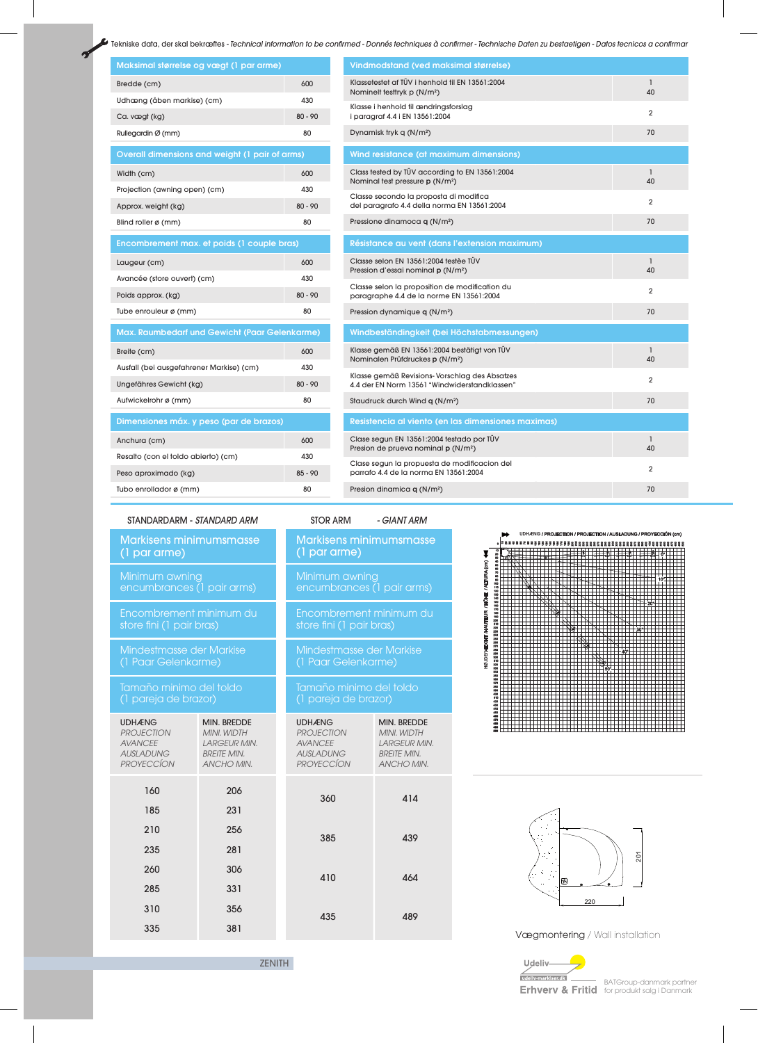Tekniske data, der skal bekræftes - *Technical information to be confirmed - Donnés techniques à confirmer - Technische Daten zu bestaetigen - Datos tecnicos a confirmar*

| Maksimal størrelse og vægt (1 par arme) | |
|---|---|
| Bredde (cm) | 600 |
| Udhæng (åben markise) (cm) | 430 |
| Ca. vægt (kg) | 80 - 90 |
| Rullegardin Ø (mm) | 80 |

| Overall dimensions and weight (1 pair of arms) | |
|---|---|
| Width (cm) | 600 |
| Projection (awning open) (cm) | 430 |
| Approx. weight (kg) | 80 - 90 |
| Blind roller ø (mm) | 80 |

| Encombrement max. et poids (1 couple bras) | |
|---|---|
| Laugeur (cm) | 600 |
| Avancée (store ouvert) (cm) | 430 |
| Poids approx. (kg) | 80 - 90 |
| Tube enrouleur ø (mm) | 80 |

| Max. Raumbedarf und Gewicht (Paar Gelenkarme) | |
|---|---|
| Breite (cm) | 600 |
| Ausfall (bei ausgefahrener Markise) (cm) | 430 |
| Ungefähres Gewicht (kg) | 80 - 90 |
| Aufwickelrohr ø (mm) | 80 |

| Dimensiones máx. y peso (par de brazos) | |
|---|---|
| Anchura (cm) | 600 |
| Resalto (con el toldo abierto) (cm) | 430 |
| Peso aproximado (kg) | 85 - 90 |
| Tubo enrollador ø (mm) | 80 |

| Vindmodstand (ved maksimal størrelse) | |
|---|---|
| Klassetestet af TÜV i henhold til EN 13561:2004<br>Nominelt testtryk p (N/m²) | 1<br>40 |
| Klasse i henhold til ændringsforslag<br>i paragraf 4.4 i EN 13561:2004 | 2 |
| Dynamisk tryk q (N/m²) | 70 |

| Wind resistance (at maximum dimensions) | |
|---|---|
| Class tested by TÜV according to EN 13561:2004<br>Nominal test pressure **p** (N/m²) | 1<br>40 |
| Classe secondo la proposta di modifica<br>del paragrafo 4.4 della norma EN 13561:2004 | 2 |
| Pressione dinamoca **q** (N/m²) | 70 |

| Résistance au vent (dans l'extension maximum) | |
|---|---|
| Classe selon EN 13561:2004 testèe TÜV<br>Pression d'essai nominal **p** (N/m²) | 1<br>40 |
| Classe selon la proposition de modification du<br>paragraphe 4.4 de la norme EN 13561:2004 | 2 |
| Pression dynamique **q** (N/m²) | 70 |

| Windbeständingkeit (bei Höchstabmessungen) | |
|---|---|
| Klasse gemäß EN 13561:2004 bestätigt von TÜV<br>Nominalen Prüfdruckes **p** (N/m²) | 1<br>40 |
| Klasse gemäß Revisions- Vorschlag des Absatzes<br>4.4 der EN Norm 13561 "Windwiderstandklassen" | 2 |
| Staudruck durch Wind **q** (N/m²) | 70 |

| Resistencia al viento (en las dimensiones maximas) | |
|---|---|
| Clase segun EN 13561:2004 testado por TÜV<br>Presion de prueva nominal **p** (N/m²) | 1<br>40 |
| Clase segun la propuesta de modificacion del<br>parrafo 4.4 de la norma EN 13561:2004 | 2 |
| Presion dinamica **q** (N/m²) | 70 |

## STANDARDARM - *STANDARD ARM*

Markisens minimumsmasse (1 par arme)
Minimum awning encumbrances (1 pair arms)
Encombrement minimum du store fini (1 pair bras)
Mindestmasse der Markise (1 Paar Gelenkarme)
Tamaño minimo del toldo (1 pareja de brazor)

| UDHÆNG *PROJECTION AVANCEE AUSLADUNG PROYECCÍON* | MIN. BREDDE *MINI. WIDTH LARGEUR MIN. BREITE MIN. ANCHO MIN.* |
|---|---|
| 160 | 206 |
| 185 | 231 |
| 210 | 256 |
| 235 | 281 |
| 260 | 306 |
| 285 | 331 |
| 310 | 356 |
| 335 | 381 |

## STOR ARM - *GIANT ARM*

Markisens minimumsmasse (1 par arme)
Minimum awning encumbrances (1 pair arms)
Encombrement minimum du store fini (1 pair bras)
Mindestmasse der Markise (1 Paar Gelenkarme)
Tamaño minimo del toldo (1 pareja de brazor)

| UDHÆNG *PROJECTION AVANCEE AUSLADUNG PROYECCÍON* | MIN. BREDDE *MINI. WIDTH LARGEUR MIN. BREITE MIN. ANCHO MIN.* |
|---|---|
| 360 | 414 |
| 385 | 439 |
| 410 | 464 |
| 435 | 489 |

UDHÆNG / PROJECTION / PROJECTION / AUSLADUNG / PROYECCIÓN (cm)
HØJDE / HEIGHT / HAUTEUR / HÖHE / ALTURA (cm)
10°
20°
30°
40°
50°

201
220

Vægmontering / Wall installation

ZENITH

Udeliv udeliv-markiser.dk Erhverv & Fritid
BATGroup-danmark partner for produkt salg i Danmark